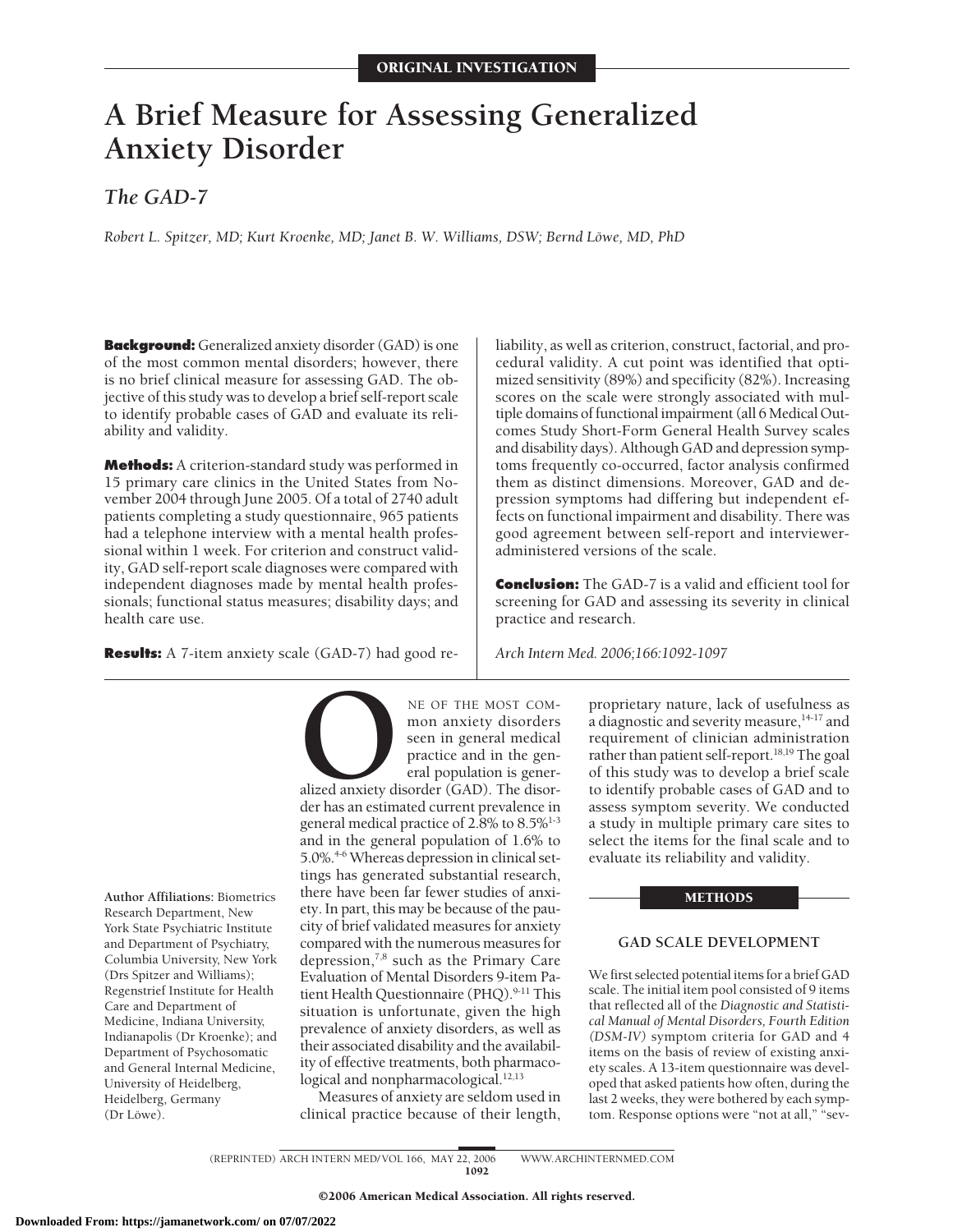ORIGINAL INVESTIGATION

# A Brief Measure for Assessing Generalized Anxiety Disorder

## *The GAD-7*

*Robert L. Spitzer, MD; Kurt Kroenke, MD; Janet B. W. Williams, DSW; Bernd Löwe, MD, PhD*

**Background:** Generalized anxiety disorder (GAD) is one of the most common mental disorders; however, there is no brief clinical measure for assessing GAD. The objective of this study was to develop a brief self-report scale to identify probable cases of GAD and evaluate its reliability and validity.

**Methods:** A criterion-standard study was performed in 15 primary care clinics in the United States from November 2004 through June 2005. Of a total of 2740 adult patients completing a study questionnaire, 965 patients had a telephone interview with a mental health professional within 1 week. For criterion and construct validity, GAD self-report scale diagnoses were compared with independent diagnoses made by mental health professionals; functional status measures; disability days; and health care use.

**Results:** A 7-item anxiety scale (GAD-7) had good reliability, as well as criterion, construct, factorial, and procedural validity. A cut point was identified that optimized sensitivity (89%) and specificity (82%). Increasing scores on the scale were strongly associated with multiple domains of functional impairment (all 6 Medical Outcomes Study Short-Form General Health Survey scales and disability days). Although GAD and depression symptoms frequently co-occurred, factor analysis confirmed them as distinct dimensions. Moreover, GAD and depression symptoms had differing but independent effects on functional impairment and disability. There was good agreement between self-report and interviewer-administered versions of the scale.

**Conclusion:** The GAD-7 is a valid and efficient tool for screening for GAD and assessing its severity in clinical practice and research.

*Arch Intern Med. 2006;166:1092-1097*

**Author Affiliations:** Biometrics Research Department, New York State Psychiatric Institute and Department of Psychiatry, Columbia University, New York (Drs Spitzer and Williams); Regenstrief Institute for Health Care and Department of Medicine, Indiana University, Indianapolis (Dr Kroenke); and Department of Psychosomatic and General Internal Medicine, University of Heidelberg, Heidelberg, Germany (Dr Löwe).

ONE OF THE MOST COMMON anxiety disorders seen in general medical practice and in the general population is generalized anxiety disorder (GAD). The disorder has an estimated current prevalence in general medical practice of 2.8% to 8.5%[1-3] and in the general population of 1.6% to 5.0%.[4-6] Whereas depression in clinical settings has generated substantial research, there have been far fewer studies of anxiety. In part, this may be because of the paucity of brief validated measures for anxiety compared with the numerous measures for depression,[7,8] such as the Primary Care Evaluation of Mental Disorders 9-item Patient Health Questionnaire (PHQ).[9-11] This situation is unfortunate, given the high prevalence of anxiety disorders, as well as their associated disability and the availability of effective treatments, both pharmacological and nonpharmacological.[12,13]

Measures of anxiety are seldom used in clinical practice because of their length, proprietary nature, lack of usefulness as a diagnostic and severity measure,[14-17] and requirement of clinician administration rather than patient self-report.[18,19] The goal of this study was to develop a brief scale to identify probable cases of GAD and to assess symptom severity. We conducted a study in multiple primary care sites to select the items for the final scale and to evaluate its reliability and validity.

## METHODS

### GAD SCALE DEVELOPMENT

We first selected potential items for a brief GAD scale. The initial item pool consisted of 9 items that reflected all of the *Diagnostic and Statistical Manual of Mental Disorders, Fourth Edition (DSM-IV)* symptom criteria for GAD and 4 items on the basis of review of existing anxiety scales. A 13-item questionnaire was developed that asked patients how often, during the last 2 weeks, they were bothered by each symptom. Response options were "not at all," "sev-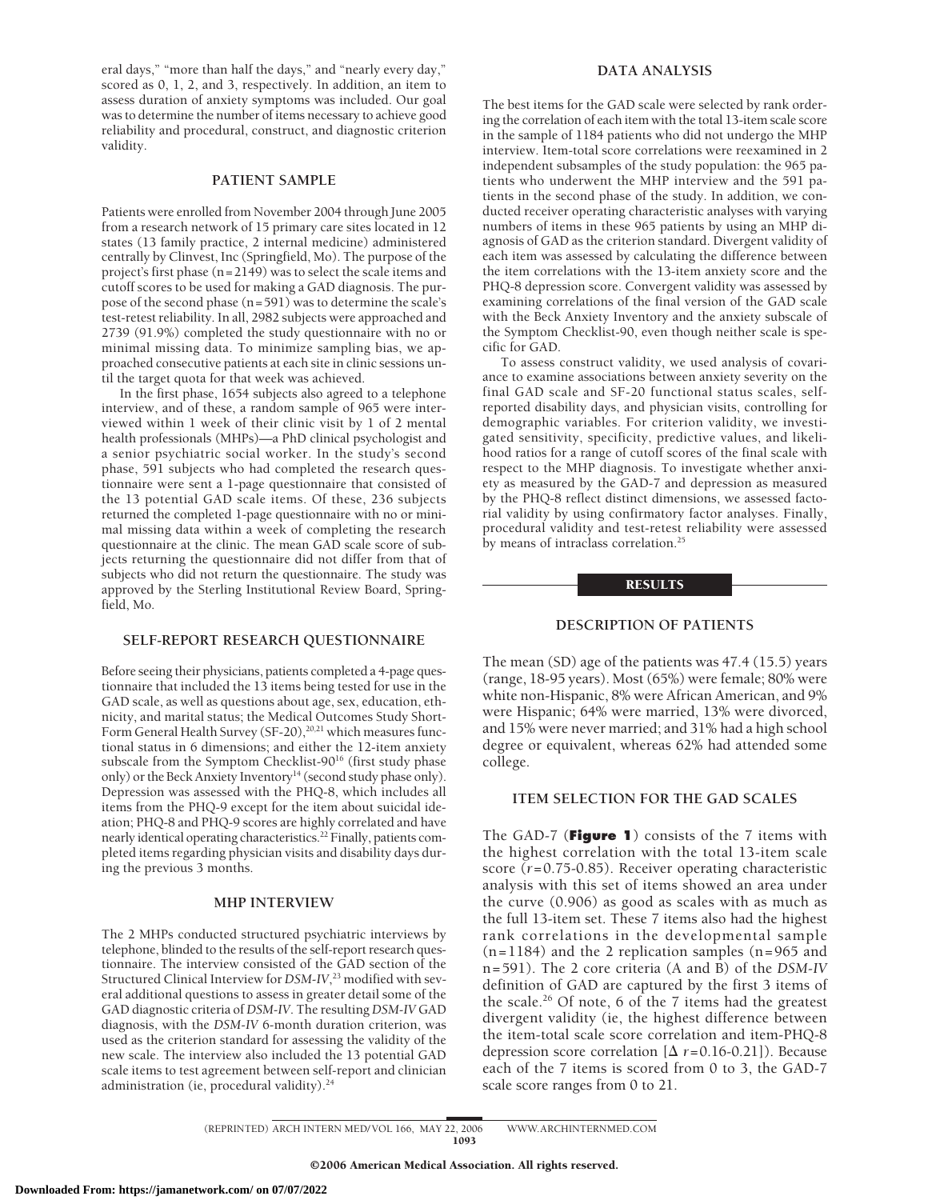eral days," "more than half the days," and "nearly every day," scored as 0, 1, 2, and 3, respectively. In addition, an item to assess duration of anxiety symptoms was included. Our goal was to determine the number of items necessary to achieve good reliability and procedural, construct, and diagnostic criterion validity.

### PATIENT SAMPLE

Patients were enrolled from November 2004 through June 2005 from a research network of 15 primary care sites located in 12 states (13 family practice, 2 internal medicine) administered centrally by Clinvest, Inc (Springfield, Mo). The purpose of the project's first phase (n=2149) was to select the scale items and cutoff scores to be used for making a GAD diagnosis. The purpose of the second phase (n=591) was to determine the scale's test-retest reliability. In all, 2982 subjects were approached and 2739 (91.9%) completed the study questionnaire with no or minimal missing data. To minimize sampling bias, we approached consecutive patients at each site in clinic sessions until the target quota for that week was achieved.

In the first phase, 1654 subjects also agreed to a telephone interview, and of these, a random sample of 965 were interviewed within 1 week of their clinic visit by 1 of 2 mental health professionals (MHPs)—a PhD clinical psychologist and a senior psychiatric social worker. In the study's second phase, 591 subjects who had completed the research questionnaire were sent a 1-page questionnaire that consisted of the 13 potential GAD scale items. Of these, 236 subjects returned the completed 1-page questionnaire with no or minimal missing data within a week of completing the research questionnaire at the clinic. The mean GAD scale score of subjects returning the questionnaire did not differ from that of subjects who did not return the questionnaire. The study was approved by the Sterling Institutional Review Board, Springfield, Mo.

### SELF-REPORT RESEARCH QUESTIONNAIRE

Before seeing their physicians, patients completed a 4-page questionnaire that included the 13 items being tested for use in the GAD scale, as well as questions about age, sex, education, ethnicity, and marital status; the Medical Outcomes Study Short-Form General Health Survey (SF-20),[20,21] which measures functional status in 6 dimensions; and either the 12-item anxiety subscale from the Symptom Checklist-90[16] (first study phase only) or the Beck Anxiety Inventory[14] (second study phase only). Depression was assessed with the PHQ-8, which includes all items from the PHQ-9 except for the item about suicidal ideation; PHQ-8 and PHQ-9 scores are highly correlated and have nearly identical operating characteristics.[22] Finally, patients completed items regarding physician visits and disability days during the previous 3 months.

### MHP INTERVIEW

The 2 MHPs conducted structured psychiatric interviews by telephone, blinded to the results of the self-report research questionnaire. The interview consisted of the GAD section of the Structured Clinical Interview for *DSM-IV*,[23] modified with several additional questions to assess in greater detail some of the GAD diagnostic criteria of *DSM-IV*. The resulting *DSM-IV* GAD diagnosis, with the *DSM-IV* 6-month duration criterion, was used as the criterion standard for assessing the validity of the new scale. The interview also included the 13 potential GAD scale items to test agreement between self-report and clinician administration (ie, procedural validity).[24]

### DATA ANALYSIS

The best items for the GAD scale were selected by rank ordering the correlation of each item with the total 13-item scale score in the sample of 1184 patients who did not undergo the MHP interview. Item-total score correlations were reexamined in 2 independent subsamples of the study population: the 965 patients who underwent the MHP interview and the 591 patients in the second phase of the study. In addition, we conducted receiver operating characteristic analyses with varying numbers of items in these 965 patients by using an MHP diagnosis of GAD as the criterion standard. Divergent validity of each item was assessed by calculating the difference between the item correlations with the 13-item anxiety score and the PHQ-8 depression score. Convergent validity was assessed by examining correlations of the final version of the GAD scale with the Beck Anxiety Inventory and the anxiety subscale of the Symptom Checklist-90, even though neither scale is specific for GAD.

To assess construct validity, we used analysis of covariance to examine associations between anxiety severity on the final GAD scale and SF-20 functional status scales, self-reported disability days, and physician visits, controlling for demographic variables. For criterion validity, we investigated sensitivity, specificity, predictive values, and likelihood ratios for a range of cutoff scores of the final scale with respect to the MHP diagnosis. To investigate whether anxiety as measured by the GAD-7 and depression as measured by the PHQ-8 reflect distinct dimensions, we assessed factorial validity by using confirmatory factor analyses. Finally, procedural validity and test-retest reliability were assessed by means of intraclass correlation.[25]

## RESULTS

### DESCRIPTION OF PATIENTS

The mean (SD) age of the patients was 47.4 (15.5) years (range, 18-95 years). Most (65%) were female; 80% were white non-Hispanic, 8% were African American, and 9% were Hispanic; 64% were married, 13% were divorced, and 15% were never married; and 31% had a high school degree or equivalent, whereas 62% had attended some college.

### ITEM SELECTION FOR THE GAD SCALES

The GAD-7 (**Figure 1**) consists of the 7 items with the highest correlation with the total 13-item scale score ($r$=0.75-0.85). Receiver operating characteristic analysis with this set of items showed an area under the curve (0.906) as good as scales with as much as the full 13-item set. These 7 items also had the highest rank correlations in the developmental sample (n=1184) and the 2 replication samples (n=965 and n=591). The 2 core criteria (A and B) of the *DSM-IV* definition of GAD are captured by the first 3 items of the scale.[26] Of note, 6 of the 7 items had the greatest divergent validity (ie, the highest difference between the item-total scale score correlation and item-PHQ-8 depression score correlation [$\Delta$ $r$=0.16-0.21]). Because each of the 7 items is scored from 0 to 3, the GAD-7 scale score ranges from 0 to 21.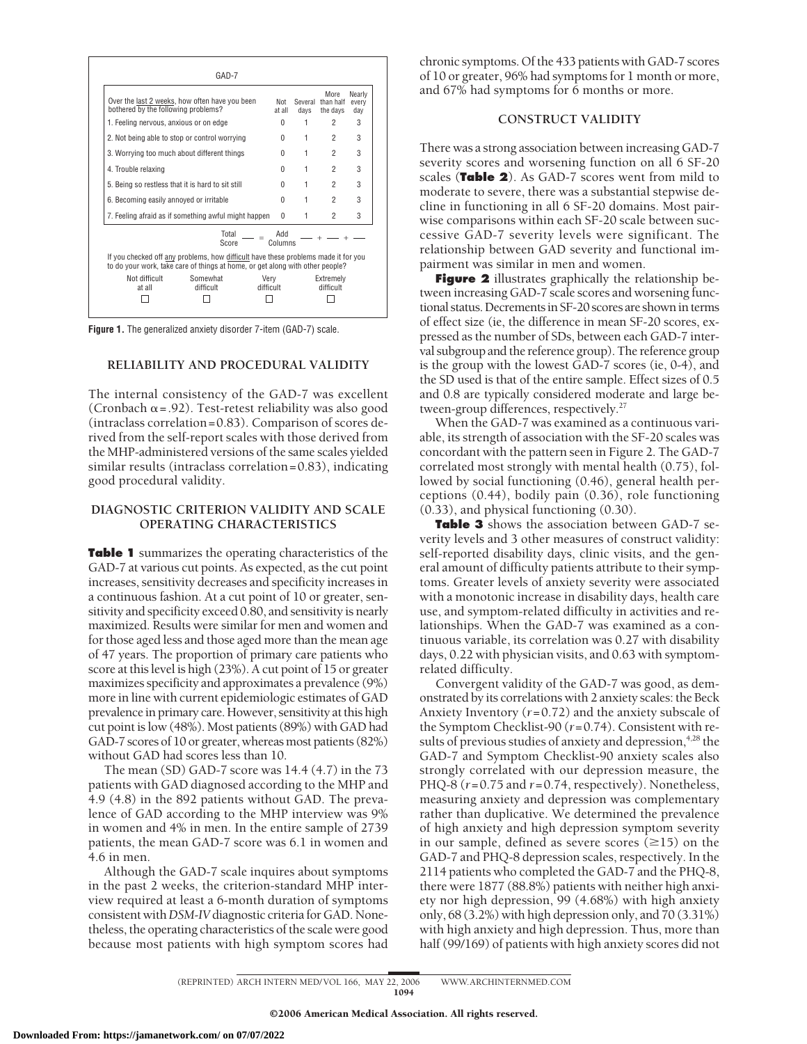| GAD-7 | | | | |
|---|---|---|---|---|
| Over the last 2 weeks, how often have you been bothered by the following problems? | Not at all | Several days | More than half the days | Nearly every day |
| 1. Feeling nervous, anxious or on edge | 0 | 1 | 2 | 3 |
| 2. Not being able to stop or control worrying | 0 | 1 | 2 | 3 |
| 3. Worrying too much about different things | 0 | 1 | 2 | 3 |
| 4. Trouble relaxing | 0 | 1 | 2 | 3 |
| 5. Being so restless that it is hard to sit still | 0 | 1 | 2 | 3 |
| 6. Becoming easily annoyed or irritable | 0 | 1 | 2 | 3 |
| 7. Feeling afraid as if something awful might happen | 0 | 1 | 2 | 3 |

Total Score ___ = Add Columns ___ + ___ + ___

If you checked off any problems, how difficult have these problems made it for you to do your work, take care of things at home, or get along with other people?

| Not difficult at all | Somewhat difficult | Very difficult | Extremely difficult |
|---|---|---|---|
| ☐ | ☐ | ☐ | ☐ |

**Figure 1.** The generalized anxiety disorder 7-item (GAD-7) scale.

## RELIABILITY AND PROCEDURAL VALIDITY

The internal consistency of the GAD-7 was excellent (Cronbach $\alpha = .92$). Test-retest reliability was also good (intraclass correlation=0.83). Comparison of scores derived from the self-report scales with those derived from the MHP-administered versions of the same scales yielded similar results (intraclass correlation=0.83), indicating good procedural validity.

## DIAGNOSTIC CRITERION VALIDITY AND SCALE OPERATING CHARACTERISTICS

**Table 1** summarizes the operating characteristics of the GAD-7 at various cut points. As expected, as the cut point increases, sensitivity decreases and specificity increases in a continuous fashion. At a cut point of 10 or greater, sensitivity and specificity exceed 0.80, and sensitivity is nearly maximized. Results were similar for men and women and for those aged less and those aged more than the mean age of 47 years. The proportion of primary care patients who score at this level is high (23%). A cut point of 15 or greater maximizes specificity and approximates a prevalence (9%) more in line with current epidemiologic estimates of GAD prevalence in primary care. However, sensitivity at this high cut point is low (48%). Most patients (89%) with GAD had GAD-7 scores of 10 or greater, whereas most patients (82%) without GAD had scores less than 10.

The mean (SD) GAD-7 score was 14.4 (4.7) in the 73 patients with GAD diagnosed according to the MHP and 4.9 (4.8) in the 892 patients without GAD. The prevalence of GAD according to the MHP interview was 9% in women and 4% in men. In the entire sample of 2739 patients, the mean GAD-7 score was 6.1 in women and 4.6 in men.

Although the GAD-7 scale inquires about symptoms in the past 2 weeks, the criterion-standard MHP interview required at least a 6-month duration of symptoms consistent with *DSM-IV* diagnostic criteria for GAD. Nonetheless, the operating characteristics of the scale were good because most patients with high symptom scores had chronic symptoms. Of the 433 patients with GAD-7 scores of 10 or greater, 96% had symptoms for 1 month or more, and 67% had symptoms for 6 months or more.

## CONSTRUCT VALIDITY

There was a strong association between increasing GAD-7 severity scores and worsening function on all 6 SF-20 scales (**Table 2**). As GAD-7 scores went from mild to moderate to severe, there was a substantial stepwise decline in functioning in all 6 SF-20 domains. Most pairwise comparisons within each SF-20 scale between successive GAD-7 severity levels were significant. The relationship between GAD severity and functional impairment was similar in men and women.

**Figure 2** illustrates graphically the relationship between increasing GAD-7 scale scores and worsening functional status. Decrements in SF-20 scores are shown in terms of effect size (ie, the difference in mean SF-20 scores, expressed as the number of SDs, between each GAD-7 interval subgroup and the reference group). The reference group is the group with the lowest GAD-7 scores (ie, 0-4), and the SD used is that of the entire sample. Effect sizes of 0.5 and 0.8 are typically considered moderate and large between-group differences, respectively.[27]

When the GAD-7 was examined as a continuous variable, its strength of association with the SF-20 scales was concordant with the pattern seen in Figure 2. The GAD-7 correlated most strongly with mental health (0.75), followed by social functioning (0.46), general health perceptions (0.44), bodily pain (0.36), role functioning (0.33), and physical functioning (0.30).

**Table 3** shows the association between GAD-7 severity levels and 3 other measures of construct validity: self-reported disability days, clinic visits, and the general amount of difficulty patients attribute to their symptoms. Greater levels of anxiety severity were associated with a monotonic increase in disability days, health care use, and symptom-related difficulty in activities and relationships. When the GAD-7 was examined as a continuous variable, its correlation was 0.27 with disability days, 0.22 with physician visits, and 0.63 with symptom-related difficulty.

Convergent validity of the GAD-7 was good, as demonstrated by its correlations with 2 anxiety scales: the Beck Anxiety Inventory ($r = 0.72$) and the anxiety subscale of the Symptom Checklist-90 ($r = 0.74$). Consistent with results of previous studies of anxiety and depression,[4,28] the GAD-7 and Symptom Checklist-90 anxiety scales also strongly correlated with our depression measure, the PHQ-8 ($r = 0.75$ and $r = 0.74$, respectively). Nonetheless, measuring anxiety and depression was complementary rather than duplicative. We determined the prevalence of high anxiety and high depression symptom severity in our sample, defined as severe scores ($\geq 15$) on the GAD-7 and PHQ-8 depression scales, respectively. In the 2114 patients who completed the GAD-7 and the PHQ-8, there were 1877 (88.8%) patients with neither high anxiety nor high depression, 99 (4.68%) with high anxiety only, 68 (3.2%) with high depression only, and 70 (3.31%) with high anxiety and high depression. Thus, more than half (99/169) of patients with high anxiety scores did not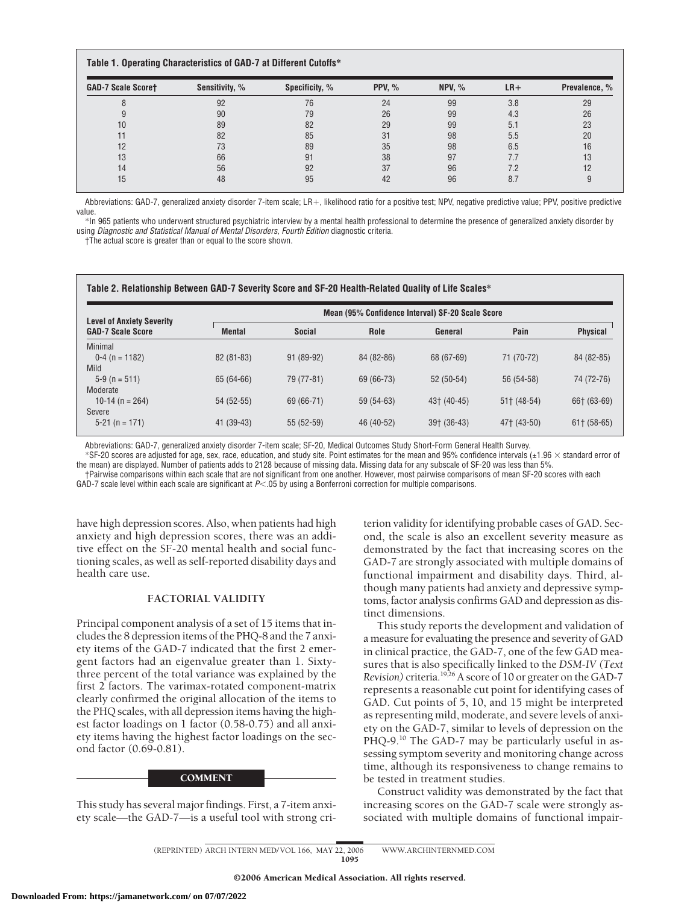**Table 1. Operating Characteristics of GAD-7 at Different Cutoffs***

| GAD-7 Scale Score† | Sensitivity, % | Specificity, % | PPV, % | NPV, % | LR+ | Prevalence, % |
|---|---|---|---|---|---|---|
| 8 | 92 | 76 | 24 | 99 | 3.8 | 29 |
| 9 | 90 | 79 | 26 | 99 | 4.3 | 26 |
| 10 | 89 | 82 | 29 | 99 | 5.1 | 23 |
| 11 | 82 | 85 | 31 | 98 | 5.5 | 20 |
| 12 | 73 | 89 | 35 | 98 | 6.5 | 16 |
| 13 | 66 | 91 | 38 | 97 | 7.7 | 13 |
| 14 | 56 | 92 | 37 | 96 | 7.2 | 12 |
| 15 | 48 | 95 | 42 | 96 | 8.7 | 9 |

Abbreviations: GAD-7, generalized anxiety disorder 7-item scale; LR+, likelihood ratio for a positive test; NPV, negative predictive value; PPV, positive predictive value.

*In 965 patients who underwent structured psychiatric interview by a mental health professional to determine the presence of generalized anxiety disorder by using *Diagnostic and Statistical Manual of Mental Disorders, Fourth Edition* diagnostic criteria.

†The actual score is greater than or equal to the score shown.

**Table 2. Relationship Between GAD-7 Severity Score and SF-20 Health-Related Quality of Life Scales***

| Level of Anxiety Severity GAD-7 Scale Score | Mean (95% Confidence Interval) SF-20 Scale Score | | | | | |
|---|---|---|---|---|---|---|
| | Mental | Social | Role | General | Pain | Physical |
| Minimal 0-4 (n = 1182) | 82 (81-83) | 91 (89-92) | 84 (82-86) | 68 (67-69) | 71 (70-72) | 84 (82-85) |
| Mild 5-9 (n = 511) | 65 (64-66) | 79 (77-81) | 69 (66-73) | 52 (50-54) | 56 (54-58) | 74 (72-76) |
| Moderate 10-14 (n = 264) | 54 (52-55) | 69 (66-71) | 59 (54-63) | 43† (40-45) | 51† (48-54) | 66† (63-69) |
| Severe 5-21 (n = 171) | 41 (39-43) | 55 (52-59) | 46 (40-52) | 39† (36-43) | 47† (43-50) | 61† (58-65) |

Abbreviations: GAD-7, generalized anxiety disorder 7-item scale; SF-20, Medical Outcomes Study Short-Form General Health Survey.

*SF-20 scores are adjusted for age, sex, race, education, and study site. Point estimates for the mean and 95% confidence intervals (±1.96 × standard error of the mean) are displayed. Number of patients adds to 2128 because of missing data. Missing data for any subscale of SF-20 was less than 5%.

†Pairwise comparisons within each scale that are not significant from one another. However, most pairwise comparisons of mean SF-20 scores with each GAD-7 scale level within each scale are significant at $P<.05$ by using a Bonferroni correction for multiple comparisons.

have high depression scores. Also, when patients had high anxiety and high depression scores, there was an additive effect on the SF-20 mental health and social functioning scales, as well as self-reported disability days and health care use.

### FACTORIAL VALIDITY

Principal component analysis of a set of 15 items that includes the 8 depression items of the PHQ-8 and the 7 anxiety items of the GAD-7 indicated that the first 2 emergent factors had an eigenvalue greater than 1. Sixty-three percent of the total variance was explained by the first 2 factors. The varimax-rotated component-matrix clearly confirmed the original allocation of the items to the PHQ scales, with all depression items having the highest factor loadings on 1 factor (0.58-0.75) and all anxiety items having the highest factor loadings on the second factor (0.69-0.81).

## COMMENT

This study has several major findings. First, a 7-item anxiety scale—the GAD-7—is a useful tool with strong criterion validity for identifying probable cases of GAD. Second, the scale is also an excellent severity measure as demonstrated by the fact that increasing scores on the GAD-7 are strongly associated with multiple domains of functional impairment and disability days. Third, although many patients had anxiety and depressive symptoms, factor analysis confirms GAD and depression as distinct dimensions.

This study reports the development and validation of a measure for evaluating the presence and severity of GAD in clinical practice, the GAD-7, one of the few GAD measures that is also specifically linked to the *DSM-IV (Text Revision)* criteria.[19,26] A score of 10 or greater on the GAD-7 represents a reasonable cut point for identifying cases of GAD. Cut points of 5, 10, and 15 might be interpreted as representing mild, moderate, and severe levels of anxiety on the GAD-7, similar to levels of depression on the PHQ-9.[10] The GAD-7 may be particularly useful in assessing symptom severity and monitoring change across time, although its responsiveness to change remains to be tested in treatment studies.

Construct validity was demonstrated by the fact that increasing scores on the GAD-7 scale were strongly associated with multiple domains of functional impair-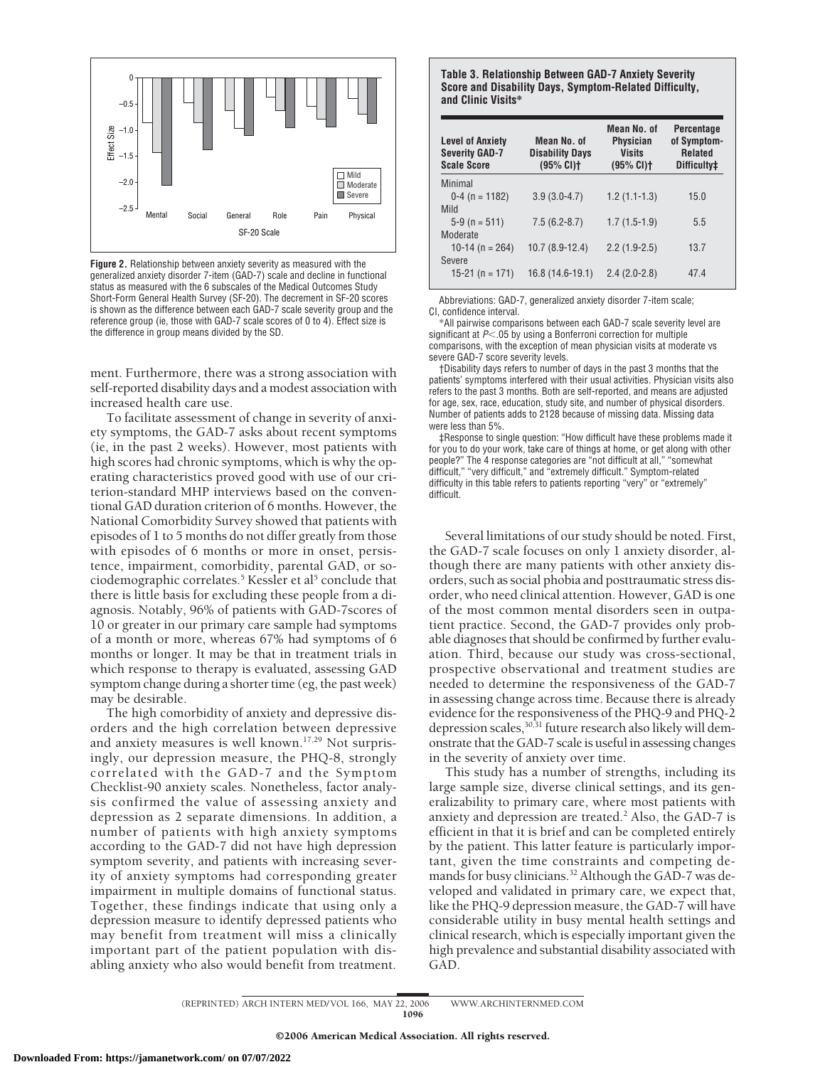**Figure 2.** Relationship between anxiety severity as measured with the generalized anxiety disorder 7-item (GAD-7) scale and decline in functional status as measured with the 6 subscales of the Medical Outcomes Study Short-Form General Health Survey (SF-20). The decrement in SF-20 scores is shown as the difference between each GAD-7 scale severity group and the reference group (ie, those with GAD-7 scale scores of 0 to 4). Effect size is the difference in group means divided by the SD.

ment. Furthermore, there was a strong association with self-reported disability days and a modest association with increased health care use.

To facilitate assessment of change in severity of anxiety symptoms, the GAD-7 asks about recent symptoms (ie, in the past 2 weeks). However, most patients with high scores had chronic symptoms, which is why the operating characteristics proved good with use of our criterion-standard MHP interviews based on the conventional GAD duration criterion of 6 months. However, the National Comorbidity Survey showed that patients with episodes of 1 to 5 months do not differ greatly from those with episodes of 6 months or more in onset, persistence, impairment, comorbidity, parental GAD, or sociodemographic correlates.[5] Kessler et al[5] conclude that there is little basis for excluding these people from a diagnosis. Notably, 96% of patients with GAD-7scores of 10 or greater in our primary care sample had symptoms of a month or more, whereas 67% had symptoms of 6 months or longer. It may be that in treatment trials in which response to therapy is evaluated, assessing GAD symptom change during a shorter time (eg, the past week) may be desirable.

The high comorbidity of anxiety and depressive disorders and the high correlation between depressive and anxiety measures is well known.[17,29] Not surprisingly, our depression measure, the PHQ-8, strongly correlated with the GAD-7 and the Symptom Checklist-90 anxiety scales. Nonetheless, factor analysis confirmed the value of assessing anxiety and depression as 2 separate dimensions. In addition, a number of patients with high anxiety symptoms according to the GAD-7 did not have high depression symptom severity, and patients with increasing severity of anxiety symptoms had corresponding greater impairment in multiple domains of functional status. Together, these findings indicate that using only a depression measure to identify depressed patients who may benefit from treatment will miss a clinically important part of the patient population with disabling anxiety who also would benefit from treatment.

**Table 3. Relationship Between GAD-7 Anxiety Severity Score and Disability Days, Symptom-Related Difficulty, and Clinic Visits***

| Level of Anxiety Severity GAD-7 Scale Score | Mean No. of Disability Days (95% CI)† | Mean No. of Physician Visits (95% CI)† | Percentage of Symptom-Related Difficulty‡ |
|---|---|---|---|
| Minimal | | | |
| 0-4 (n = 1182) | 3.9 (3.0-4.7) | 1.2 (1.1-1.3) | 15.0 |
| Mild | | | |
| 5-9 (n = 511) | 7.5 (6.2-8.7) | 1.7 (1.5-1.9) | 5.5 |
| Moderate | | | |
| 10-14 (n = 264) | 10.7 (8.9-12.4) | 2.2 (1.9-2.5) | 13.7 |
| Severe | | | |
| 15-21 (n = 171) | 16.8 (14.6-19.1) | 2.4 (2.0-2.8) | 47.4 |

Abbreviations: GAD-7, generalized anxiety disorder 7-item scale; CI, confidence interval.

*All pairwise comparisons between each GAD-7 scale severity level are significant at $P < .05$ by using a Bonferroni correction for multiple comparisons, with the exception of mean physician visits at moderate vs severe GAD-7 score severity levels.

†Disability days refers to number of days in the past 3 months that the patients' symptoms interfered with their usual activities. Physician visits also refers to the past 3 months. Both are self-reported, and means are adjusted for age, sex, race, education, study site, and number of physical disorders. Number of patients adds to 2128 because of missing data. Missing data were less than 5%.

‡Response to single question: "How difficult have these problems made it for you to do your work, take care of things at home, or get along with other people?" The 4 response categories are "not difficult at all," "somewhat difficult," "very difficult," and "extremely difficult." Symptom-related difficulty in this table refers to patients reporting "very" or "extremely" difficult.

Several limitations of our study should be noted. First, the GAD-7 scale focuses on only 1 anxiety disorder, although there are many patients with other anxiety disorders, such as social phobia and posttraumatic stress disorder, who need clinical attention. However, GAD is one of the most common mental disorders seen in outpatient practice. Second, the GAD-7 provides only probable diagnoses that should be confirmed by further evaluation. Third, because our study was cross-sectional, prospective observational and treatment studies are needed to determine the responsiveness of the GAD-7 in assessing change across time. Because there is already evidence for the responsiveness of the PHQ-9 and PHQ-2 depression scales,[30,31] future research also likely will demonstrate that the GAD-7 scale is useful in assessing changes in the severity of anxiety over time.

This study has a number of strengths, including its large sample size, diverse clinical settings, and its generalizability to primary care, where most patients with anxiety and depression are treated.[2] Also, the GAD-7 is efficient in that it is brief and can be completed entirely by the patient. This latter feature is particularly important, given the time constraints and competing demands for busy clinicians.[32] Although the GAD-7 was developed and validated in primary care, we expect that, like the PHQ-9 depression measure, the GAD-7 will have considerable utility in busy mental health settings and clinical research, which is especially important given the high prevalence and substantial disability associated with GAD.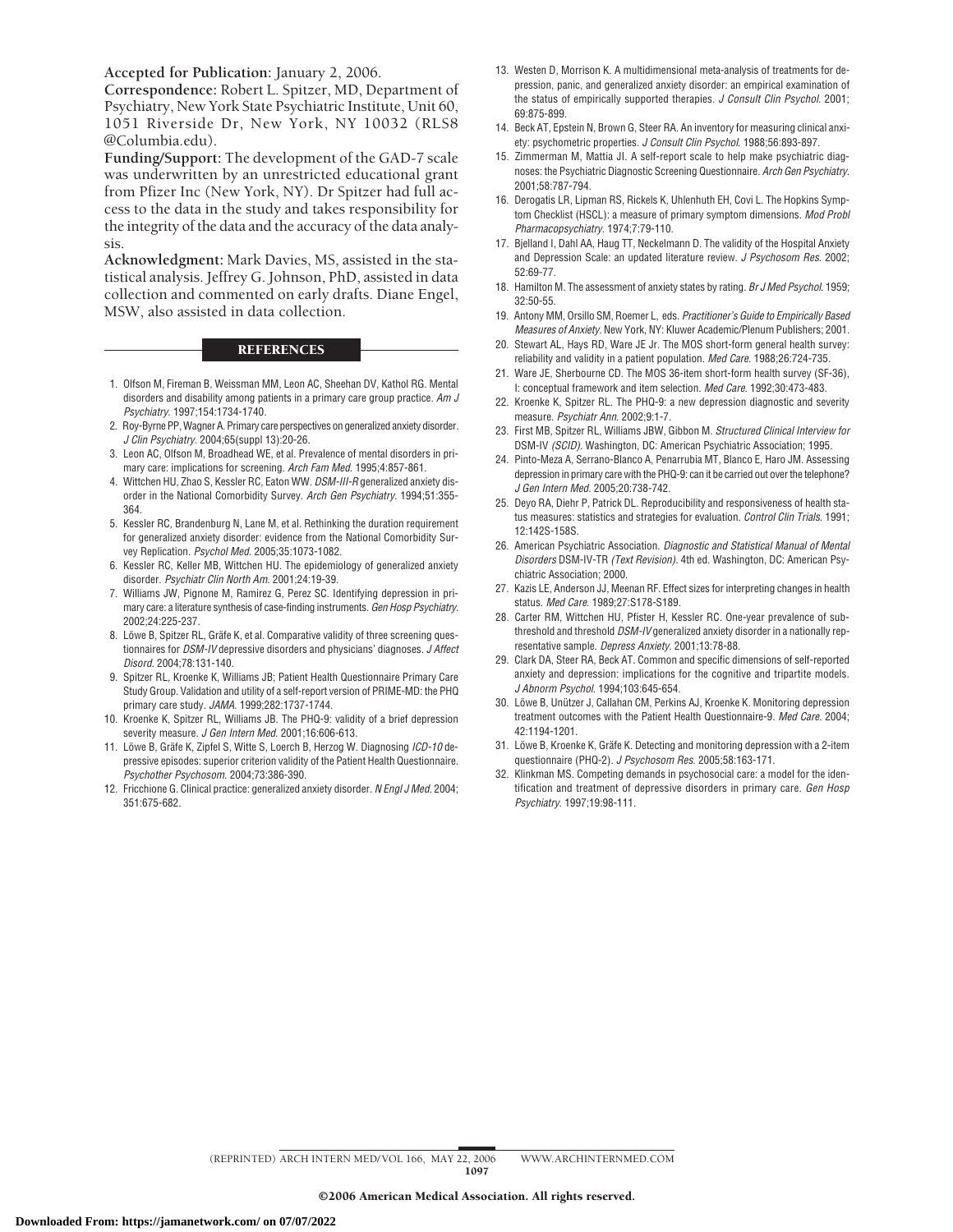**Accepted for Publication:** January 2, 2006.

**Correspondence:** Robert L. Spitzer, MD, Department of Psychiatry, New York State Psychiatric Institute, Unit 60, 1051 Riverside Dr, New York, NY 10032 (RLS8@Columbia.edu).

**Funding/Support:** The development of the GAD-7 scale was underwritten by an unrestricted educational grant from Pfizer Inc (New York, NY). Dr Spitzer had full access to the data in the study and takes responsibility for the integrity of the data and the accuracy of the data analysis.

**Acknowledgment:** Mark Davies, MS, assisted in the statistical analysis. Jeffrey G. Johnson, PhD, assisted in data collection and commented on early drafts. Diane Engel, MSW, also assisted in data collection.

## REFERENCES

1. Olfson M, Fireman B, Weissman MM, Leon AC, Sheehan DV, Kathol RG. Mental disorders and disability among patients in a primary care group practice. *Am J Psychiatry*. 1997;154:1734-1740.
2. Roy-Byrne PP, Wagner A. Primary care perspectives on generalized anxiety disorder. *J Clin Psychiatry*. 2004;65(suppl 13):20-26.
3. Leon AC, Olfson M, Broadhead WE, et al. Prevalence of mental disorders in primary care: implications for screening. *Arch Fam Med*. 1995;4:857-861.
4. Wittchen HU, Zhao S, Kessler RC, Eaton WW. *DSM-III-R* generalized anxiety disorder in the National Comorbidity Survey. *Arch Gen Psychiatry*. 1994;51:355-364.
5. Kessler RC, Brandenburg N, Lane M, et al. Rethinking the duration requirement for generalized anxiety disorder: evidence from the National Comorbidity Survey Replication. *Psychol Med*. 2005;35:1073-1082.
6. Kessler RC, Keller MB, Wittchen HU. The epidemiology of generalized anxiety disorder. *Psychiatr Clin North Am*. 2001;24:19-39.
7. Williams JW, Pignone M, Ramirez G, Perez SC. Identifying depression in primary care: a literature synthesis of case-finding instruments. *Gen Hosp Psychiatry*. 2002;24:225-237.
8. Löwe B, Spitzer RL, Gräfe K, et al. Comparative validity of three screening questionnaires for *DSM-IV* depressive disorders and physicians' diagnoses. *J Affect Disord*. 2004;78:131-140.
9. Spitzer RL, Kroenke K, Williams JB; Patient Health Questionnaire Primary Care Study Group. Validation and utility of a self-report version of PRIME-MD: the PHQ primary care study. *JAMA*. 1999;282:1737-1744.
10. Kroenke K, Spitzer RL, Williams JB. The PHQ-9: validity of a brief depression severity measure. *J Gen Intern Med*. 2001;16:606-613.
11. Löwe B, Gräfe K, Zipfel S, Witte S, Loerch B, Herzog W. Diagnosing *ICD-10* depressive episodes: superior criterion validity of the Patient Health Questionnaire. *Psychother Psychosom*. 2004;73:386-390.
12. Fricchione G. Clinical practice: generalized anxiety disorder. *N Engl J Med*. 2004;351:675-682.
13. Westen D, Morrison K. A multidimensional meta-analysis of treatments for depression, panic, and generalized anxiety disorder: an empirical examination of the status of empirically supported therapies. *J Consult Clin Psychol*. 2001;69:875-899.
14. Beck AT, Epstein N, Brown G, Steer RA. An inventory for measuring clinical anxiety: psychometric properties. *J Consult Clin Psychol*. 1988;56:893-897.
15. Zimmerman M, Mattia JI. A self-report scale to help make psychiatric diagnoses: the Psychiatric Diagnostic Screening Questionnaire. *Arch Gen Psychiatry*. 2001;58:787-794.
16. Derogatis LR, Lipman RS, Rickels K, Uhlenhuth EH, Covi L. The Hopkins Symptom Checklist (HSCL): a measure of primary symptom dimensions. *Mod Probl Pharmacopsychiatry*. 1974;7:79-110.
17. Bjelland I, Dahl AA, Haug TT, Neckelmann D. The validity of the Hospital Anxiety and Depression Scale: an updated literature review. *J Psychosom Res*. 2002;52:69-77.
18. Hamilton M. The assessment of anxiety states by rating. *Br J Med Psychol*. 1959;32:50-55.
19. Antony MM, Orsillo SM, Roemer L, eds. *Practitioner's Guide to Empirically Based Measures of Anxiety*. New York, NY: Kluwer Academic/Plenum Publishers; 2001.
20. Stewart AL, Hays RD, Ware JE Jr. The MOS short-form general health survey: reliability and validity in a patient population. *Med Care*. 1988;26:724-735.
21. Ware JE, Sherbourne CD. The MOS 36-item short-form health survey (SF-36), I: conceptual framework and item selection. *Med Care*. 1992;30:473-483.
22. Kroenke K, Spitzer RL. The PHQ-9: a new depression diagnostic and severity measure. *Psychiatr Ann*. 2002;9:1-7.
23. First MB, Spitzer RL, Williams JBW, Gibbon M. *Structured Clinical Interview for* DSM-IV *(SCID)*. Washington, DC: American Psychiatric Association; 1995.
24. Pinto-Meza A, Serrano-Blanco A, Penarrubia MT, Blanco E, Haro JM. Assessing depression in primary care with the PHQ-9: can it be carried out over the telephone? *J Gen Intern Med*. 2005;20:738-742.
25. Deyo RA, Diehr P, Patrick DL. Reproducibility and responsiveness of health status measures: statistics and strategies for evaluation. *Control Clin Trials*. 1991;12:142S-158S.
26. American Psychiatric Association. *Diagnostic and Statistical Manual of Mental Disorders* DSM-IV-TR *(Text Revision)*. 4th ed. Washington, DC: American Psychiatric Association; 2000.
27. Kazis LE, Anderson JJ, Meenan RF. Effect sizes for interpreting changes in health status. *Med Care*. 1989;27:S178-S189.
28. Carter RM, Wittchen HU, Pfister H, Kessler RC. One-year prevalence of subthreshold and threshold *DSM-IV* generalized anxiety disorder in a nationally representative sample. *Depress Anxiety*. 2001;13:78-88.
29. Clark DA, Steer RA, Beck AT. Common and specific dimensions of self-reported anxiety and depression: implications for the cognitive and tripartite models. *J Abnorm Psychol*. 1994;103:645-654.
30. Löwe B, Unützer J, Callahan CM, Perkins AJ, Kroenke K. Monitoring depression treatment outcomes with the Patient Health Questionnaire-9. *Med Care*. 2004;42:1194-1201.
31. Löwe B, Kroenke K, Gräfe K. Detecting and monitoring depression with a 2-item questionnaire (PHQ-2). *J Psychosom Res*. 2005;58:163-171.
32. Klinkman MS. Competing demands in psychosocial care: a model for the identification and treatment of depressive disorders in primary care. *Gen Hosp Psychiatry*. 1997;19:98-111.